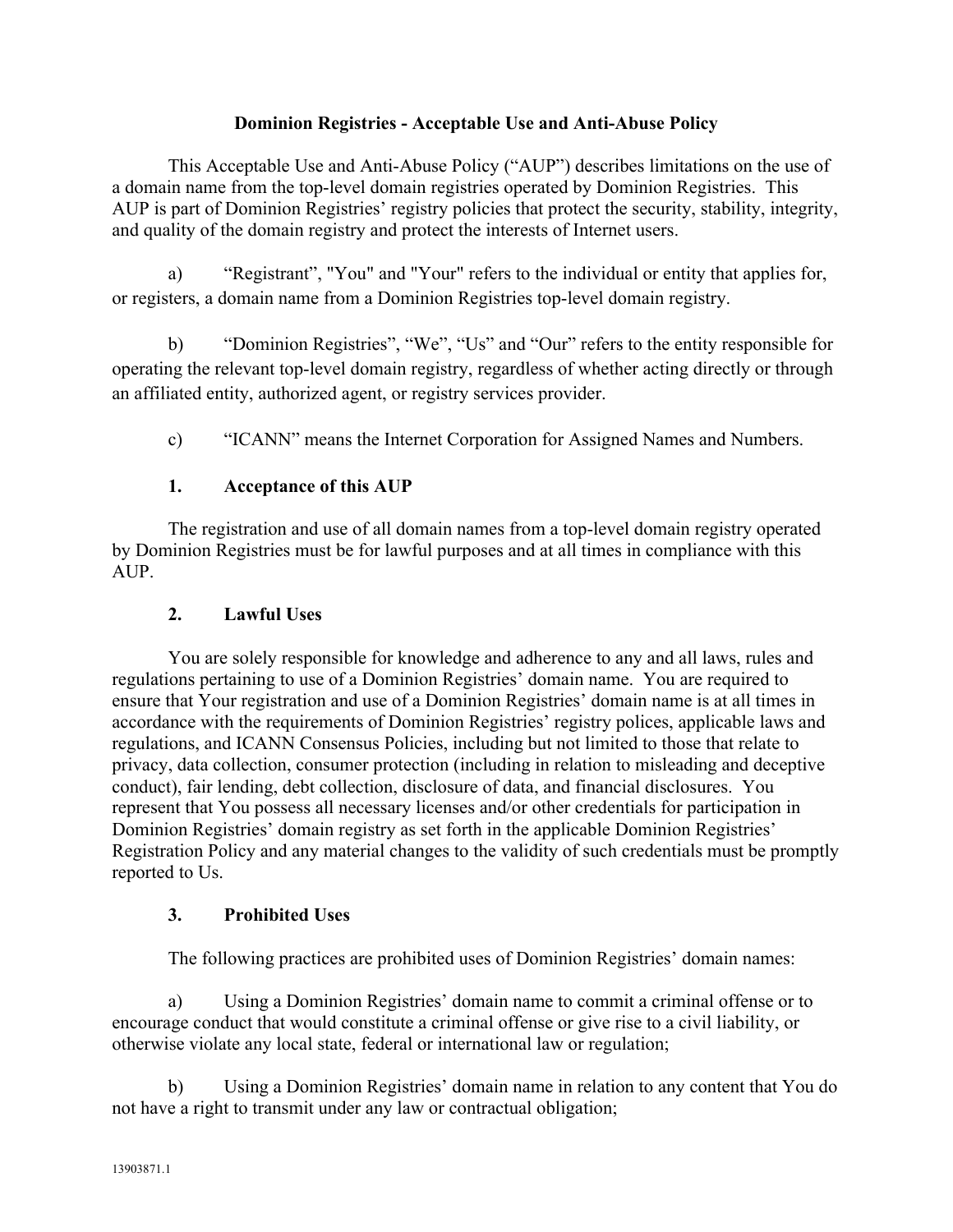# Dominion Registries - Acceptable Use and Anti-Abuse Policy

This Acceptable Use and Anti-Abuse Policy ("AUP") describes limitations on the use of a domain name from the top-level domain registries operated by Dominion Registries. This AUP is part of Dominion Registries' registry policies that protect the security, stability, integrity, and quality of the domain registry and protect the interests of Internet users.

a) "Registrant", "You" and "Your" refers to the individual or entity that applies for, or registers, a domain name from a Dominion Registries top-level domain registry.

b) "Dominion Registries", "We", "Us" and "Our" refers to the entity responsible for operating the relevant top-level domain registry, regardless of whether acting directly or through an affiliated entity, authorized agent, or registry services provider.

c) "ICANN" means the Internet Corporation for Assigned Names and Numbers.

## 1. Acceptance of this AUP

The registration and use of all domain names from a top-level domain registry operated by Dominion Registries must be for lawful purposes and at all times in compliance with this AUP.

## 2. Lawful Uses

You are solely responsible for knowledge and adherence to any and all laws, rules and regulations pertaining to use of a Dominion Registries' domain name. You are required to ensure that Your registration and use of a Dominion Registries' domain name is at all times in accordance with the requirements of Dominion Registries' registry polices, applicable laws and regulations, and ICANN Consensus Policies, including but not limited to those that relate to privacy, data collection, consumer protection (including in relation to misleading and deceptive conduct), fair lending, debt collection, disclosure of data, and financial disclosures. You represent that You possess all necessary licenses and/or other credentials for participation in Dominion Registries' domain registry as set forth in the applicable Dominion Registries' Registration Policy and any material changes to the validity of such credentials must be promptly reported to Us.

## 3. Prohibited Uses

The following practices are prohibited uses of Dominion Registries' domain names:

a) Using a Dominion Registries' domain name to commit a criminal offense or to encourage conduct that would constitute a criminal offense or give rise to a civil liability, or otherwise violate any local state, federal or international law or regulation;

b) Using a Dominion Registries' domain name in relation to any content that You do not have a right to transmit under any law or contractual obligation;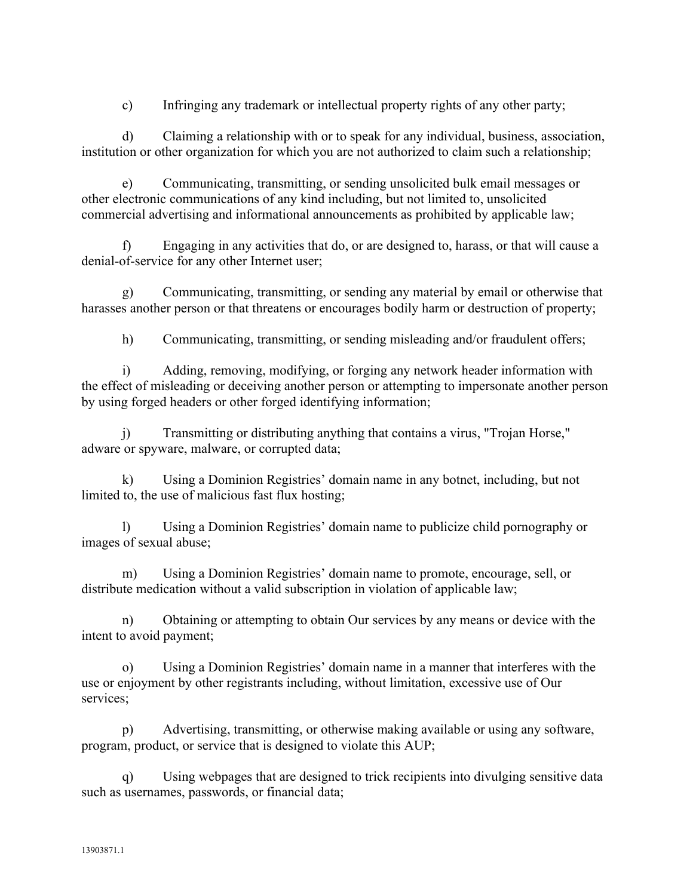c) Infringing any trademark or intellectual property rights of any other party;

d) Claiming a relationship with or to speak for any individual, business, association, institution or other organization for which you are not authorized to claim such a relationship;

e) Communicating, transmitting, or sending unsolicited bulk email messages or other electronic communications of any kind including, but not limited to, unsolicited commercial advertising and informational announcements as prohibited by applicable law;

f) Engaging in any activities that do, or are designed to, harass, or that will cause a denial-of-service for any other Internet user;

g) Communicating, transmitting, or sending any material by email or otherwise that harasses another person or that threatens or encourages bodily harm or destruction of property;

h) Communicating, transmitting, or sending misleading and/or fraudulent offers;

i) Adding, removing, modifying, or forging any network header information with the effect of misleading or deceiving another person or attempting to impersonate another person by using forged headers or other forged identifying information;

j) Transmitting or distributing anything that contains a virus, "Trojan Horse," adware or spyware, malware, or corrupted data;

k) Using a Dominion Registries' domain name in any botnet, including, but not limited to, the use of malicious fast flux hosting;

l) Using a Dominion Registries' domain name to publicize child pornography or images of sexual abuse;

m) Using a Dominion Registries' domain name to promote, encourage, sell, or distribute medication without a valid subscription in violation of applicable law;

n) Obtaining or attempting to obtain Our services by any means or device with the intent to avoid payment;

o) Using a Dominion Registries' domain name in a manner that interferes with the use or enjoyment by other registrants including, without limitation, excessive use of Our services;

p) Advertising, transmitting, or otherwise making available or using any software, program, product, or service that is designed to violate this AUP;

q) Using webpages that are designed to trick recipients into divulging sensitive data such as usernames, passwords, or financial data;

13903871.1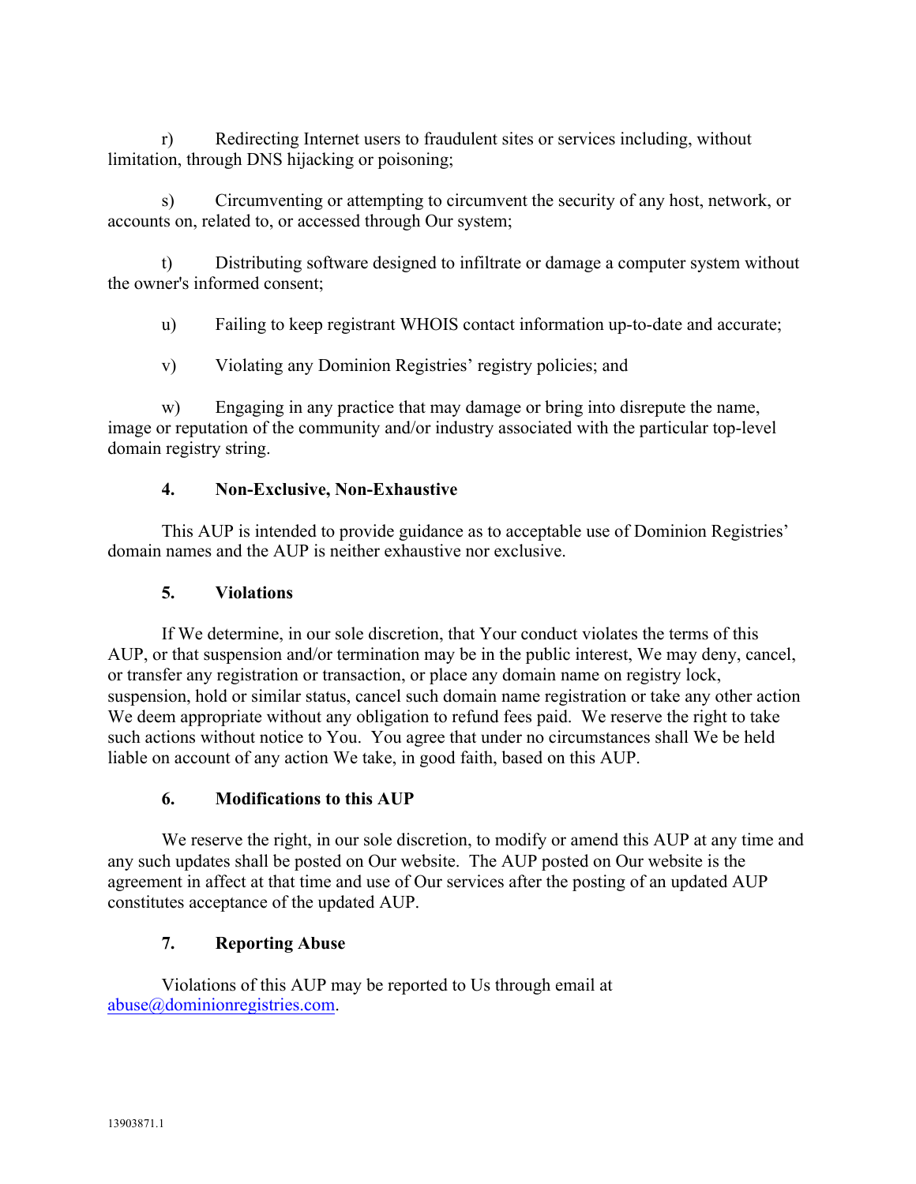r) Redirecting Internet users to fraudulent sites or services including, without limitation, through DNS hijacking or poisoning;

s) Circumventing or attempting to circumvent the security of any host, network, or accounts on, related to, or accessed through Our system;

t) Distributing software designed to infiltrate or damage a computer system without the owner's informed consent;

u) Failing to keep registrant WHOIS contact information up-to-date and accurate;

v) Violating any Dominion Registries' registry policies; and

w) Engaging in any practice that may damage or bring into disrepute the name, image or reputation of the community and/or industry associated with the particular top-level domain registry string.

## 4. Non-Exclusive, Non-Exhaustive

This AUP is intended to provide guidance as to acceptable use of Dominion Registries' domain names and the AUP is neither exhaustive nor exclusive.

## 5. Violations

If We determine, in our sole discretion, that Your conduct violates the terms of this AUP, or that suspension and/or termination may be in the public interest, We may deny, cancel, or transfer any registration or transaction, or place any domain name on registry lock, suspension, hold or similar status, cancel such domain name registration or take any other action We deem appropriate without any obligation to refund fees paid. We reserve the right to take such actions without notice to You. You agree that under no circumstances shall We be held liable on account of any action We take, in good faith, based on this AUP.

## 6. Modifications to this AUP

We reserve the right, in our sole discretion, to modify or amend this AUP at any time and any such updates shall be posted on Our website. The AUP posted on Our website is the agreement in affect at that time and use of Our services after the posting of an updated AUP constitutes acceptance of the updated AUP.

## 7. Reporting Abuse

Violations of this AUP may be reported to Us through email at abuse@dominionregistries.com.

13903871.1